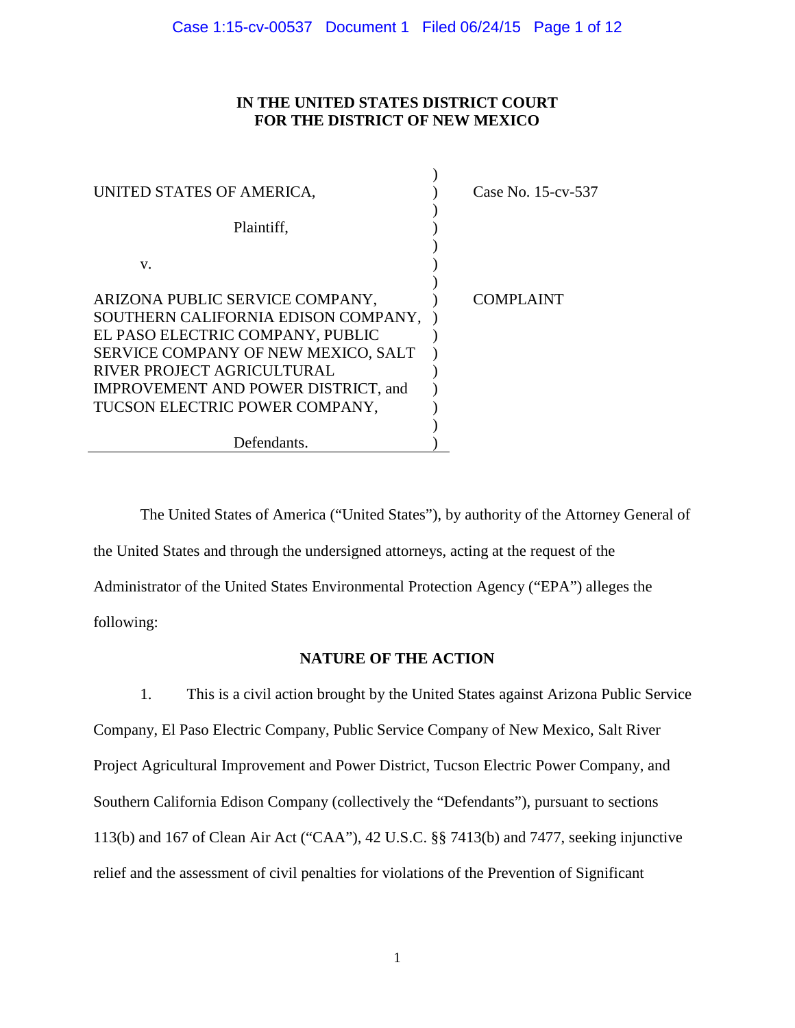**IN THE UNITED STATES DISTRICT COURT**
**FOR THE DISTRICT OF NEW MEXICO**

| | |
|---|---|
| UNITED STATES OF AMERICA,<br><br>Plaintiff,<br><br>v.<br><br>ARIZONA PUBLIC SERVICE COMPANY, SOUTHERN CALIFORNIA EDISON COMPANY, EL PASO ELECTRIC COMPANY, PUBLIC SERVICE COMPANY OF NEW MEXICO, SALT RIVER PROJECT AGRICULTURAL IMPROVEMENT AND POWER DISTRICT, and TUCSON ELECTRIC POWER COMPANY,<br><br>Defendants. | Case No. 15-cv-537<br><br><br><br><br><br>COMPLAINT |

The United States of America ("United States"), by authority of the Attorney General of the United States and through the undersigned attorneys, acting at the request of the Administrator of the United States Environmental Protection Agency ("EPA") alleges the following:

## NATURE OF THE ACTION

1. This is a civil action brought by the United States against Arizona Public Service Company, El Paso Electric Company, Public Service Company of New Mexico, Salt River Project Agricultural Improvement and Power District, Tucson Electric Power Company, and Southern California Edison Company (collectively the "Defendants"), pursuant to sections 113(b) and 167 of Clean Air Act ("CAA"), 42 U.S.C. §§ 7413(b) and 7477, seeking injunctive relief and the assessment of civil penalties for violations of the Prevention of Significant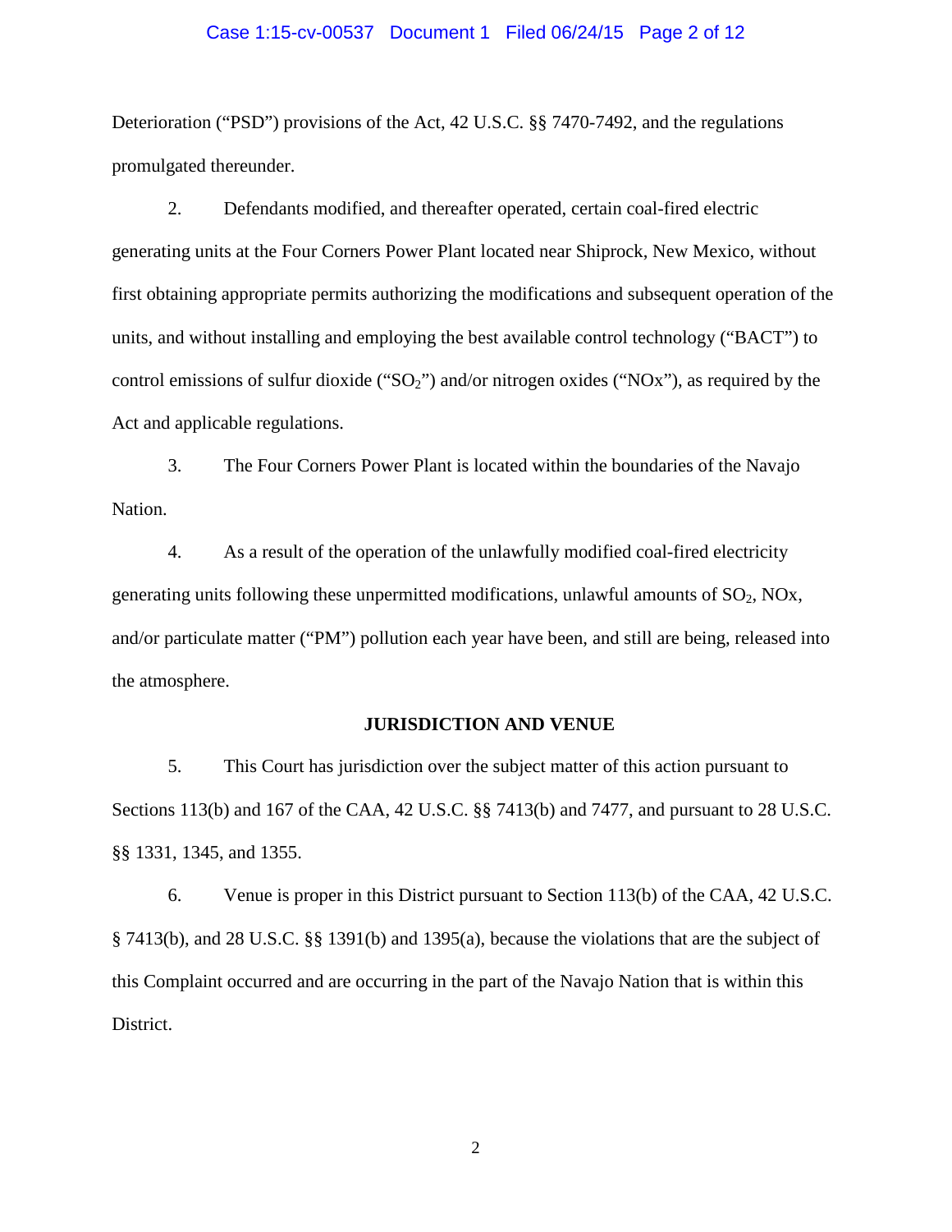Deterioration ("PSD") provisions of the Act, 42 U.S.C. §§ 7470-7492, and the regulations promulgated thereunder.

2. Defendants modified, and thereafter operated, certain coal-fired electric generating units at the Four Corners Power Plant located near Shiprock, New Mexico, without first obtaining appropriate permits authorizing the modifications and subsequent operation of the units, and without installing and employing the best available control technology ("BACT") to control emissions of sulfur dioxide ("$SO_2$") and/or nitrogen oxides ("NOx"), as required by the Act and applicable regulations.

3. The Four Corners Power Plant is located within the boundaries of the Navajo Nation.

4. As a result of the operation of the unlawfully modified coal-fired electricity generating units following these unpermitted modifications, unlawful amounts of $SO_2$, NOx, and/or particulate matter ("PM") pollution each year have been, and still are being, released into the atmosphere.

## JURISDICTION AND VENUE

5. This Court has jurisdiction over the subject matter of this action pursuant to Sections 113(b) and 167 of the CAA, 42 U.S.C. §§ 7413(b) and 7477, and pursuant to 28 U.S.C. §§ 1331, 1345, and 1355.

6. Venue is proper in this District pursuant to Section 113(b) of the CAA, 42 U.S.C. § 7413(b), and 28 U.S.C. §§ 1391(b) and 1395(a), because the violations that are the subject of this Complaint occurred and are occurring in the part of the Navajo Nation that is within this District.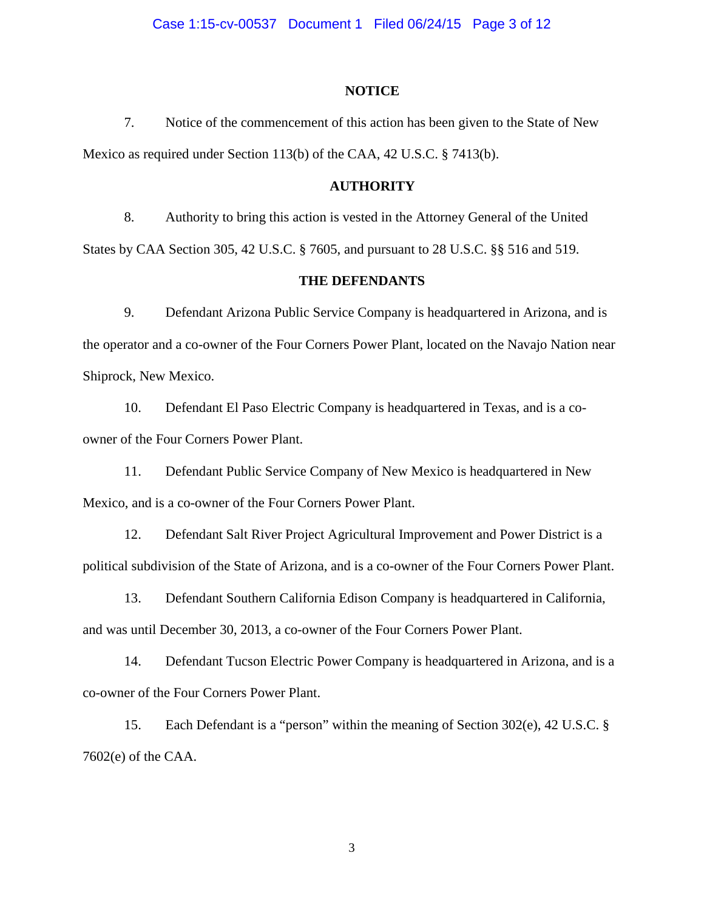## NOTICE

7. Notice of the commencement of this action has been given to the State of New Mexico as required under Section 113(b) of the CAA, 42 U.S.C. § 7413(b).

## AUTHORITY

8. Authority to bring this action is vested in the Attorney General of the United States by CAA Section 305, 42 U.S.C. § 7605, and pursuant to 28 U.S.C. §§ 516 and 519.

## THE DEFENDANTS

9. Defendant Arizona Public Service Company is headquartered in Arizona, and is the operator and a co-owner of the Four Corners Power Plant, located on the Navajo Nation near Shiprock, New Mexico.

10. Defendant El Paso Electric Company is headquartered in Texas, and is a co-owner of the Four Corners Power Plant.

11. Defendant Public Service Company of New Mexico is headquartered in New Mexico, and is a co-owner of the Four Corners Power Plant.

12. Defendant Salt River Project Agricultural Improvement and Power District is a political subdivision of the State of Arizona, and is a co-owner of the Four Corners Power Plant.

13. Defendant Southern California Edison Company is headquartered in California, and was until December 30, 2013, a co-owner of the Four Corners Power Plant.

14. Defendant Tucson Electric Power Company is headquartered in Arizona, and is a co-owner of the Four Corners Power Plant.

15. Each Defendant is a "person" within the meaning of Section 302(e), 42 U.S.C. § 7602(e) of the CAA.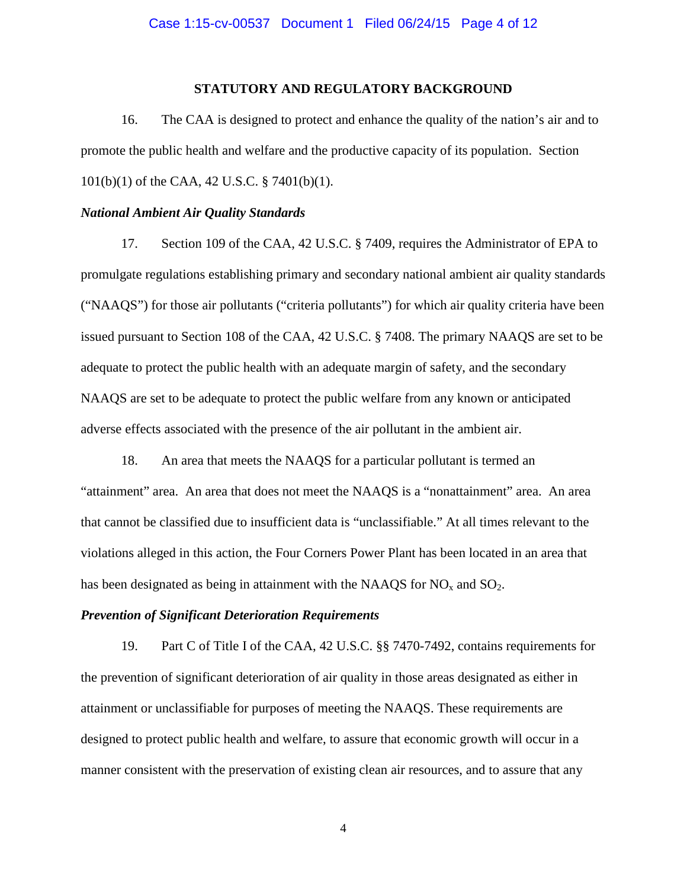## STATUTORY AND REGULATORY BACKGROUND

16. The CAA is designed to protect and enhance the quality of the nation's air and to promote the public health and welfare and the productive capacity of its population. Section 101(b)(1) of the CAA, 42 U.S.C. § 7401(b)(1).

### *National Ambient Air Quality Standards*

17. Section 109 of the CAA, 42 U.S.C. § 7409, requires the Administrator of EPA to promulgate regulations establishing primary and secondary national ambient air quality standards ("NAAQS") for those air pollutants ("criteria pollutants") for which air quality criteria have been issued pursuant to Section 108 of the CAA, 42 U.S.C. § 7408. The primary NAAQS are set to be adequate to protect the public health with an adequate margin of safety, and the secondary NAAQS are set to be adequate to protect the public welfare from any known or anticipated adverse effects associated with the presence of the air pollutant in the ambient air.

18. An area that meets the NAAQS for a particular pollutant is termed an "attainment" area. An area that does not meet the NAAQS is a "nonattainment" area. An area that cannot be classified due to insufficient data is "unclassifiable." At all times relevant to the violations alleged in this action, the Four Corners Power Plant has been located in an area that has been designated as being in attainment with the NAAQS for $NO_x$ and $SO_2$.

### *Prevention of Significant Deterioration Requirements*

19. Part C of Title I of the CAA, 42 U.S.C. §§ 7470-7492, contains requirements for the prevention of significant deterioration of air quality in those areas designated as either in attainment or unclassifiable for purposes of meeting the NAAQS. These requirements are designed to protect public health and welfare, to assure that economic growth will occur in a manner consistent with the preservation of existing clean air resources, and to assure that any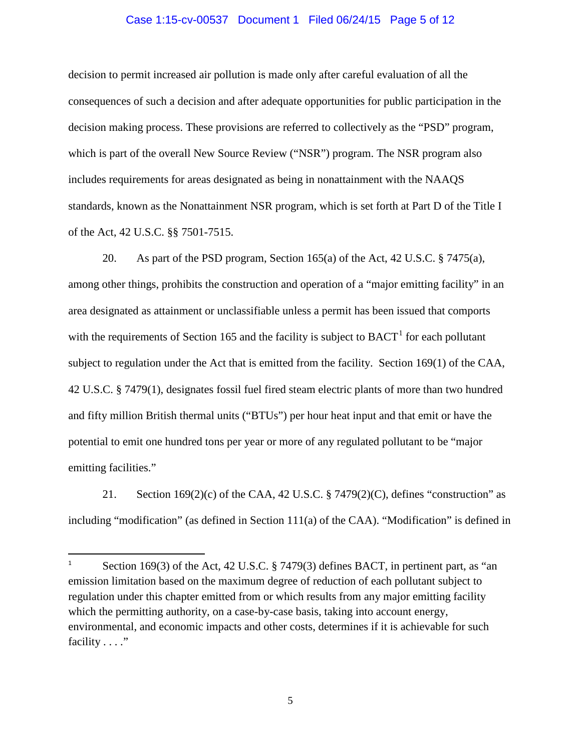decision to permit increased air pollution is made only after careful evaluation of all the consequences of such a decision and after adequate opportunities for public participation in the decision making process. These provisions are referred to collectively as the "PSD" program, which is part of the overall New Source Review ("NSR") program. The NSR program also includes requirements for areas designated as being in nonattainment with the NAAQS standards, known as the Nonattainment NSR program, which is set forth at Part D of the Title I of the Act, 42 U.S.C. §§ 7501-7515.

20. As part of the PSD program, Section 165(a) of the Act, 42 U.S.C. § 7475(a), among other things, prohibits the construction and operation of a "major emitting facility" in an area designated as attainment or unclassifiable unless a permit has been issued that comports with the requirements of Section 165 and the facility is subject to BACT[1] for each pollutant subject to regulation under the Act that is emitted from the facility. Section 169(1) of the CAA, 42 U.S.C. § 7479(1), designates fossil fuel fired steam electric plants of more than two hundred and fifty million British thermal units ("BTUs") per hour heat input and that emit or have the potential to emit one hundred tons per year or more of any regulated pollutant to be "major emitting facilities."

21. Section 169(2)(c) of the CAA, 42 U.S.C. § 7479(2)(C), defines "construction" as including "modification" (as defined in Section 111(a) of the CAA). "Modification" is defined in

[1] Section 169(3) of the Act, 42 U.S.C. § 7479(3) defines BACT, in pertinent part, as "an emission limitation based on the maximum degree of reduction of each pollutant subject to regulation under this chapter emitted from or which results from any major emitting facility which the permitting authority, on a case-by-case basis, taking into account energy, environmental, and economic impacts and other costs, determines if it is achievable for such facility . . . ."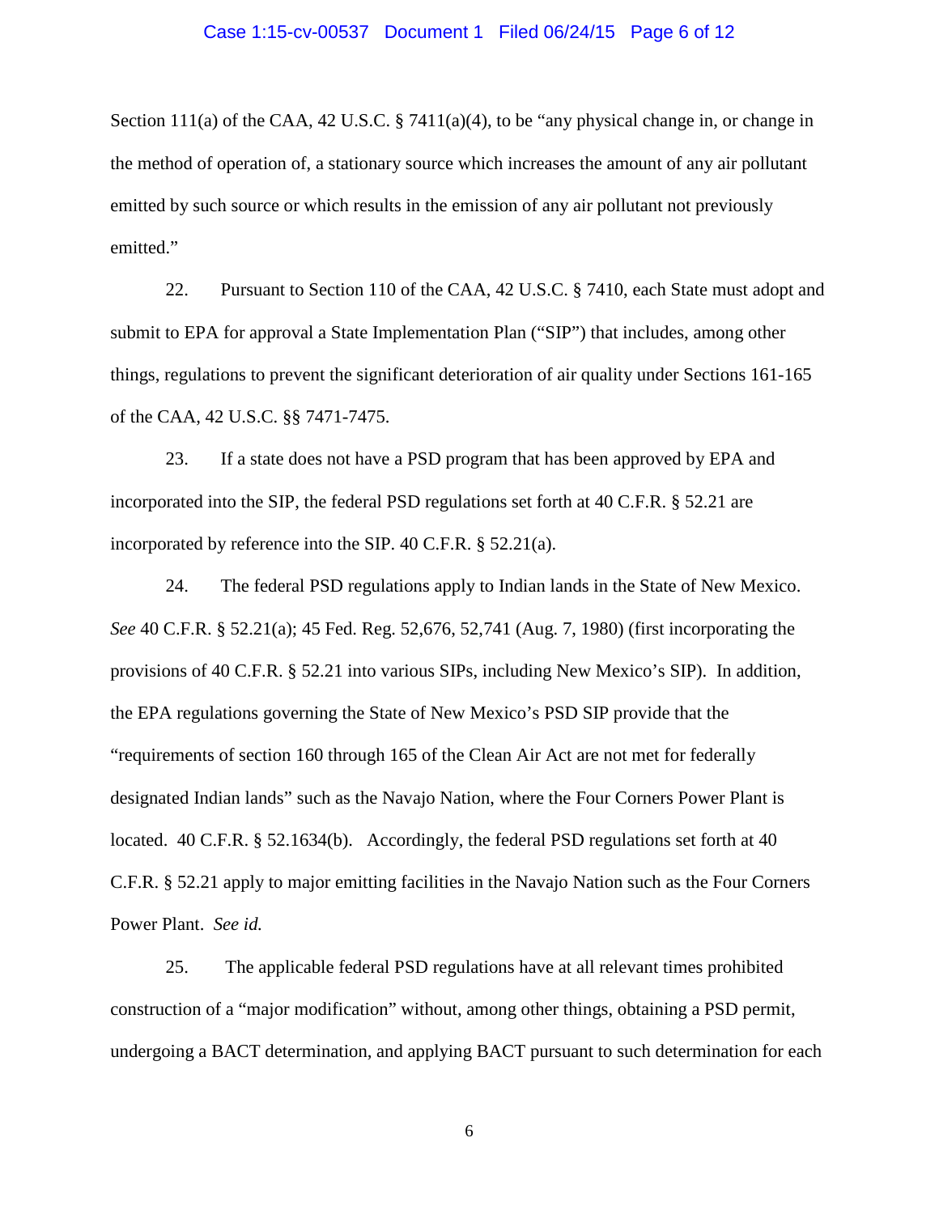Section 111(a) of the CAA, 42 U.S.C. § 7411(a)(4), to be "any physical change in, or change in the method of operation of, a stationary source which increases the amount of any air pollutant emitted by such source or which results in the emission of any air pollutant not previously emitted."

22. Pursuant to Section 110 of the CAA, 42 U.S.C. § 7410, each State must adopt and submit to EPA for approval a State Implementation Plan ("SIP") that includes, among other things, regulations to prevent the significant deterioration of air quality under Sections 161-165 of the CAA, 42 U.S.C. §§ 7471-7475.

23. If a state does not have a PSD program that has been approved by EPA and incorporated into the SIP, the federal PSD regulations set forth at 40 C.F.R. § 52.21 are incorporated by reference into the SIP. 40 C.F.R. § 52.21(a).

24. The federal PSD regulations apply to Indian lands in the State of New Mexico. *See* 40 C.F.R. § 52.21(a); 45 Fed. Reg. 52,676, 52,741 (Aug. 7, 1980) (first incorporating the provisions of 40 C.F.R. § 52.21 into various SIPs, including New Mexico's SIP). In addition, the EPA regulations governing the State of New Mexico's PSD SIP provide that the "requirements of section 160 through 165 of the Clean Air Act are not met for federally designated Indian lands" such as the Navajo Nation, where the Four Corners Power Plant is located. 40 C.F.R. § 52.1634(b). Accordingly, the federal PSD regulations set forth at 40 C.F.R. § 52.21 apply to major emitting facilities in the Navajo Nation such as the Four Corners Power Plant. *See id.*

25. The applicable federal PSD regulations have at all relevant times prohibited construction of a "major modification" without, among other things, obtaining a PSD permit, undergoing a BACT determination, and applying BACT pursuant to such determination for each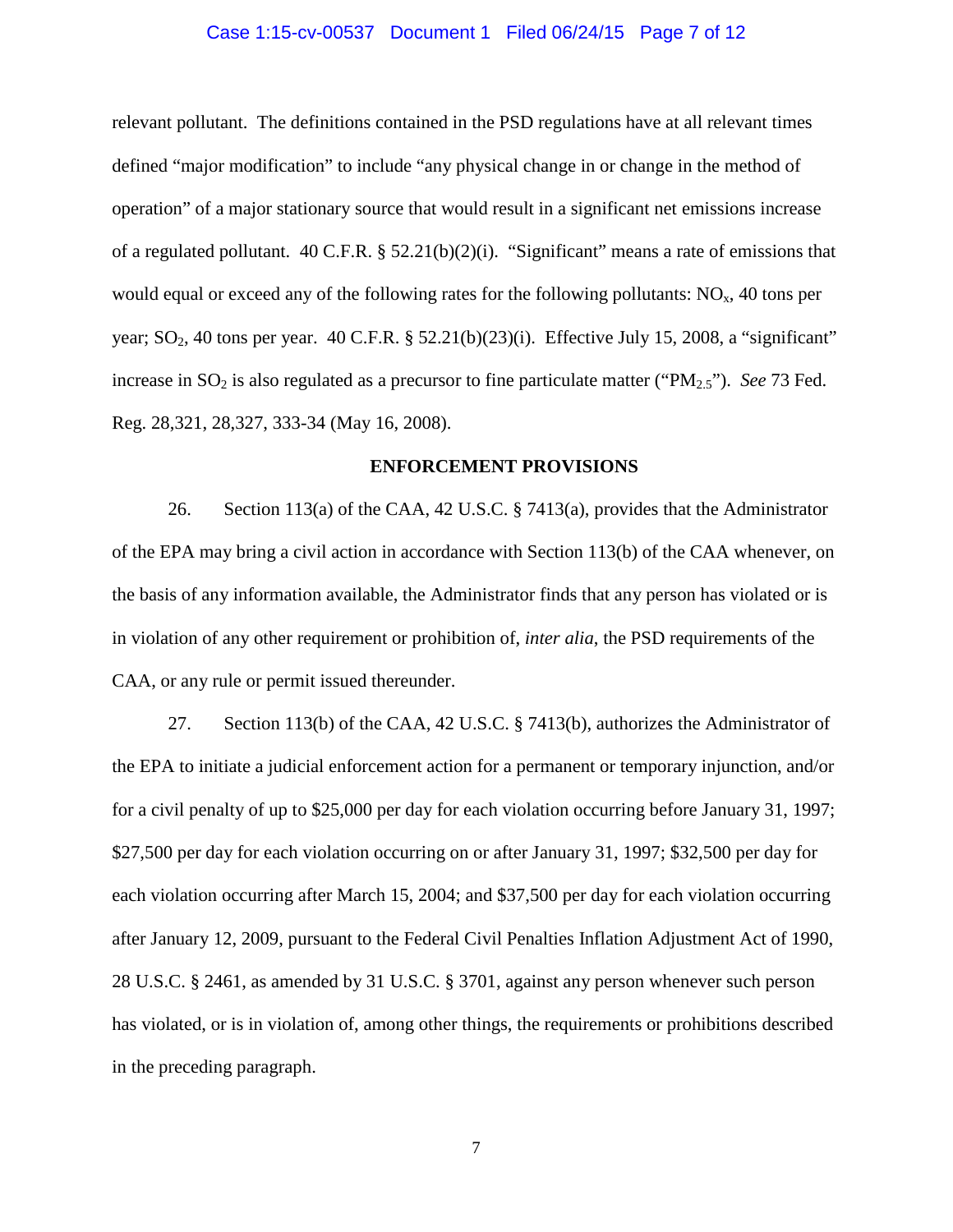relevant pollutant. The definitions contained in the PSD regulations have at all relevant times defined "major modification" to include "any physical change in or change in the method of operation" of a major stationary source that would result in a significant net emissions increase of a regulated pollutant. 40 C.F.R. § 52.21(b)(2)(i). "Significant" means a rate of emissions that would equal or exceed any of the following rates for the following pollutants: $NO_x$, 40 tons per year; $SO_2$, 40 tons per year. 40 C.F.R. § 52.21(b)(23)(i). Effective July 15, 2008, a "significant" increase in $SO_2$ is also regulated as a precursor to fine particulate matter ("$PM_{2.5}$"). *See* 73 Fed. Reg. 28,321, 28,327, 333-34 (May 16, 2008).

## ENFORCEMENT PROVISIONS

26. Section 113(a) of the CAA, 42 U.S.C. § 7413(a), provides that the Administrator of the EPA may bring a civil action in accordance with Section 113(b) of the CAA whenever, on the basis of any information available, the Administrator finds that any person has violated or is in violation of any other requirement or prohibition of, *inter alia*, the PSD requirements of the CAA, or any rule or permit issued thereunder.

27. Section 113(b) of the CAA, 42 U.S.C. § 7413(b), authorizes the Administrator of the EPA to initiate a judicial enforcement action for a permanent or temporary injunction, and/or for a civil penalty of up to $25,000 per day for each violation occurring before January 31, 1997; $27,500 per day for each violation occurring on or after January 31, 1997; $32,500 per day for each violation occurring after March 15, 2004; and $37,500 per day for each violation occurring after January 12, 2009, pursuant to the Federal Civil Penalties Inflation Adjustment Act of 1990, 28 U.S.C. § 2461, as amended by 31 U.S.C. § 3701, against any person whenever such person has violated, or is in violation of, among other things, the requirements or prohibitions described in the preceding paragraph.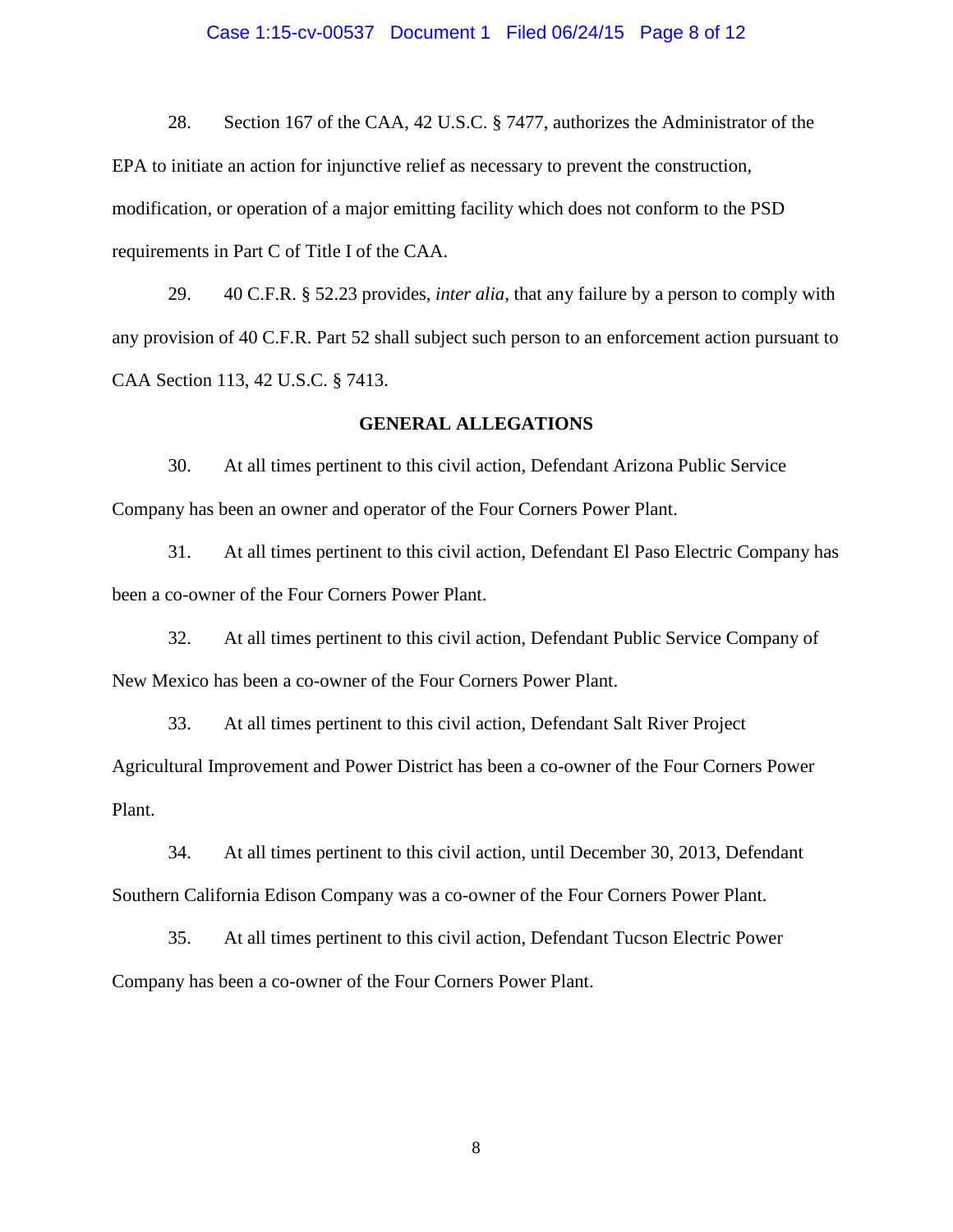28. Section 167 of the CAA, 42 U.S.C. § 7477, authorizes the Administrator of the EPA to initiate an action for injunctive relief as necessary to prevent the construction, modification, or operation of a major emitting facility which does not conform to the PSD requirements in Part C of Title I of the CAA.

29. 40 C.F.R. § 52.23 provides, *inter alia*, that any failure by a person to comply with any provision of 40 C.F.R. Part 52 shall subject such person to an enforcement action pursuant to CAA Section 113, 42 U.S.C. § 7413.

## GENERAL ALLEGATIONS

30. At all times pertinent to this civil action, Defendant Arizona Public Service Company has been an owner and operator of the Four Corners Power Plant.

31. At all times pertinent to this civil action, Defendant El Paso Electric Company has been a co-owner of the Four Corners Power Plant.

32. At all times pertinent to this civil action, Defendant Public Service Company of New Mexico has been a co-owner of the Four Corners Power Plant.

33. At all times pertinent to this civil action, Defendant Salt River Project Agricultural Improvement and Power District has been a co-owner of the Four Corners Power Plant.

34. At all times pertinent to this civil action, until December 30, 2013, Defendant Southern California Edison Company was a co-owner of the Four Corners Power Plant.

35. At all times pertinent to this civil action, Defendant Tucson Electric Power Company has been a co-owner of the Four Corners Power Plant.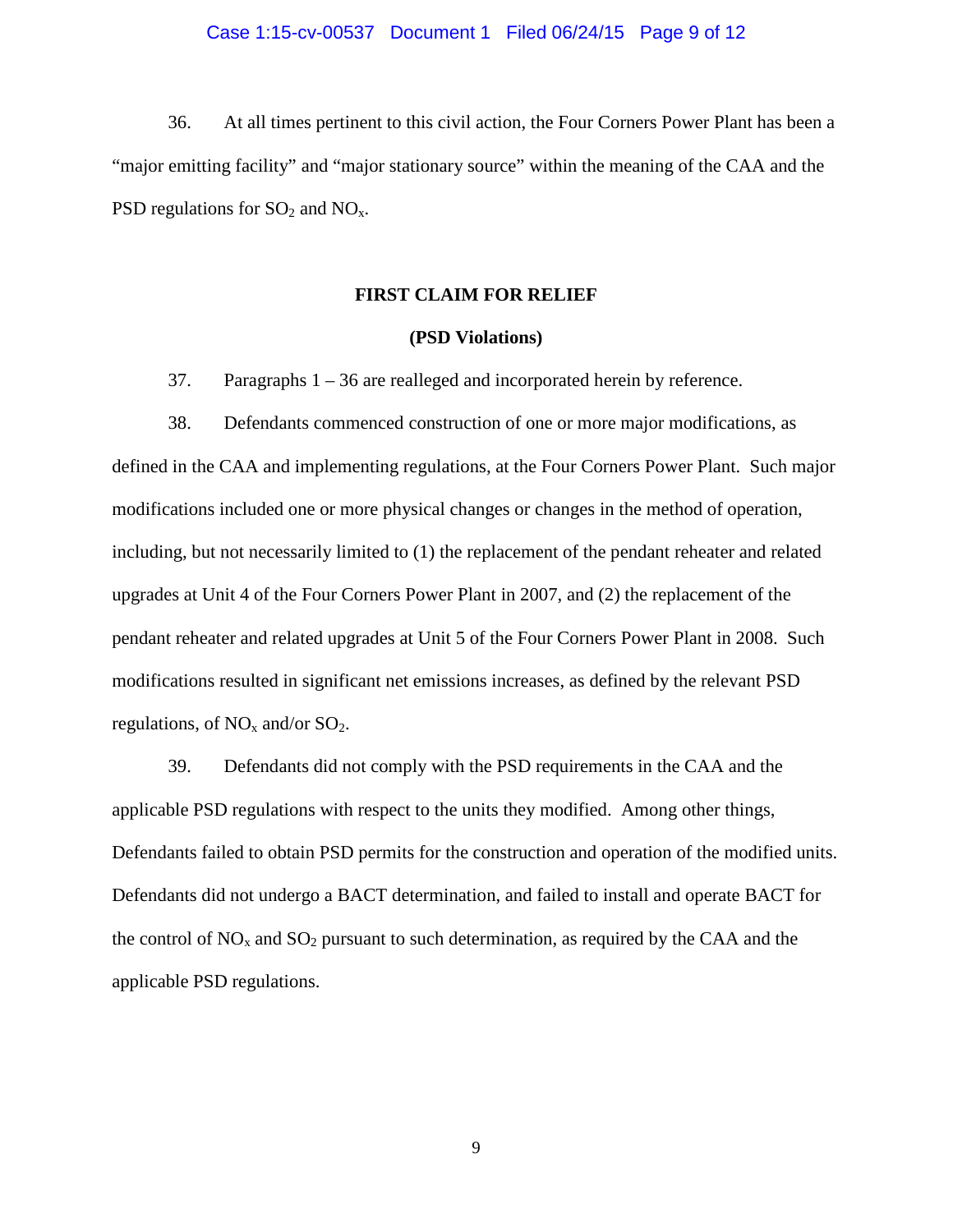36. At all times pertinent to this civil action, the Four Corners Power Plant has been a "major emitting facility" and "major stationary source" within the meaning of the CAA and the PSD regulations for $SO_2$ and $NO_x$.

## FIRST CLAIM FOR RELIEF

### (PSD Violations)

37. Paragraphs 1 – 36 are realleged and incorporated herein by reference.

38. Defendants commenced construction of one or more major modifications, as defined in the CAA and implementing regulations, at the Four Corners Power Plant. Such major modifications included one or more physical changes or changes in the method of operation, including, but not necessarily limited to (1) the replacement of the pendant reheater and related upgrades at Unit 4 of the Four Corners Power Plant in 2007, and (2) the replacement of the pendant reheater and related upgrades at Unit 5 of the Four Corners Power Plant in 2008. Such modifications resulted in significant net emissions increases, as defined by the relevant PSD regulations, of $NO_x$ and/or $SO_2$.

39. Defendants did not comply with the PSD requirements in the CAA and the applicable PSD regulations with respect to the units they modified. Among other things, Defendants failed to obtain PSD permits for the construction and operation of the modified units. Defendants did not undergo a BACT determination, and failed to install and operate BACT for the control of $NO_x$ and $SO_2$ pursuant to such determination, as required by the CAA and the applicable PSD regulations.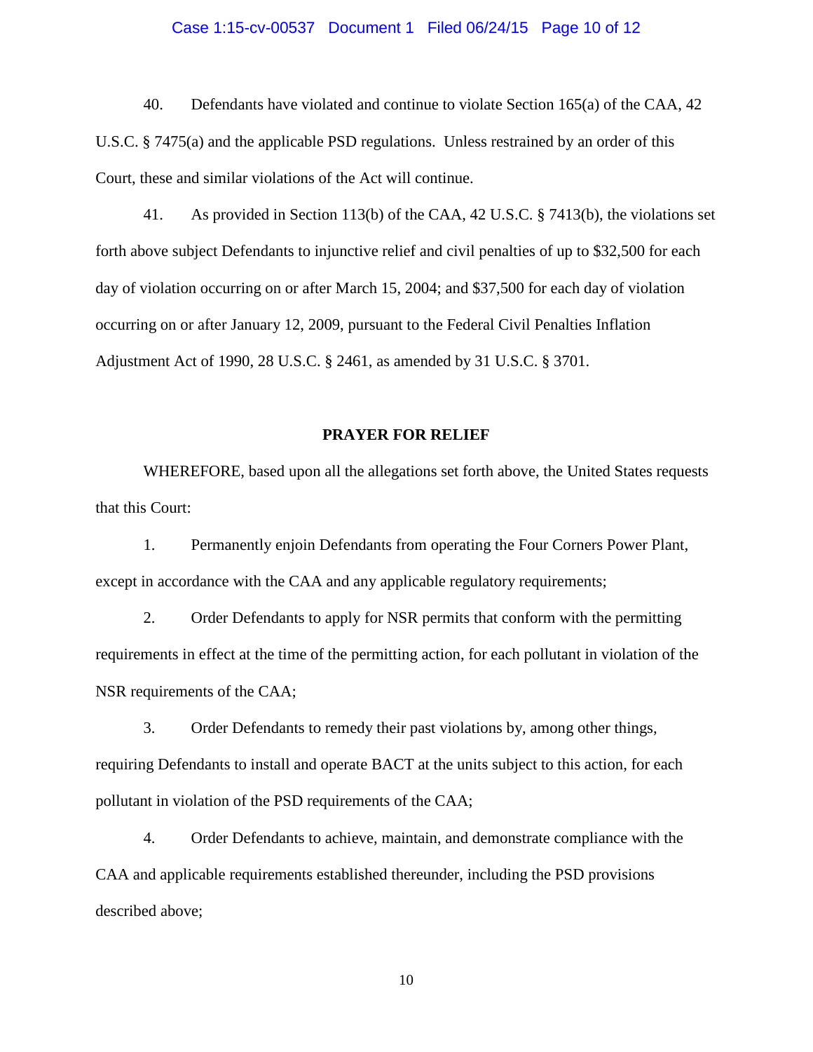40. Defendants have violated and continue to violate Section 165(a) of the CAA, 42 U.S.C. § 7475(a) and the applicable PSD regulations. Unless restrained by an order of this Court, these and similar violations of the Act will continue.

41. As provided in Section 113(b) of the CAA, 42 U.S.C. § 7413(b), the violations set forth above subject Defendants to injunctive relief and civil penalties of up to $32,500 for each day of violation occurring on or after March 15, 2004; and $37,500 for each day of violation occurring on or after January 12, 2009, pursuant to the Federal Civil Penalties Inflation Adjustment Act of 1990, 28 U.S.C. § 2461, as amended by 31 U.S.C. § 3701.

**PRAYER FOR RELIEF**

WHEREFORE, based upon all the allegations set forth above, the United States requests that this Court:

1. Permanently enjoin Defendants from operating the Four Corners Power Plant, except in accordance with the CAA and any applicable regulatory requirements;

2. Order Defendants to apply for NSR permits that conform with the permitting requirements in effect at the time of the permitting action, for each pollutant in violation of the NSR requirements of the CAA;

3. Order Defendants to remedy their past violations by, among other things, requiring Defendants to install and operate BACT at the units subject to this action, for each pollutant in violation of the PSD requirements of the CAA;

4. Order Defendants to achieve, maintain, and demonstrate compliance with the CAA and applicable requirements established thereunder, including the PSD provisions described above;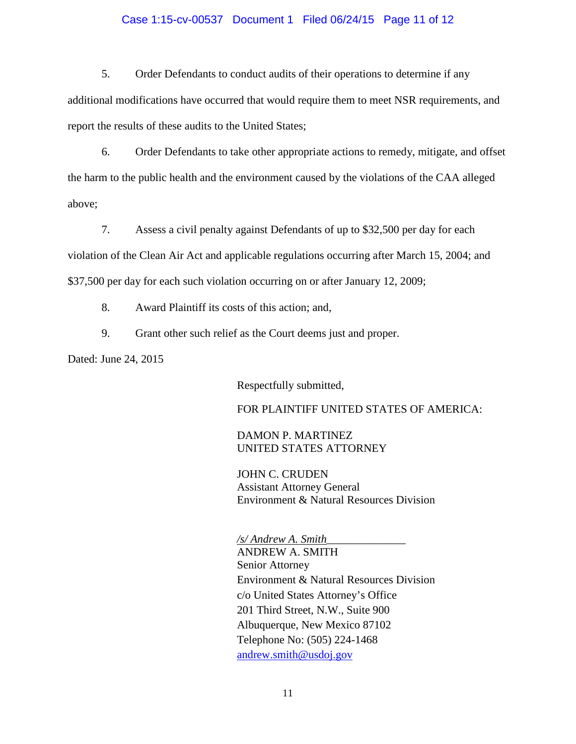5. Order Defendants to conduct audits of their operations to determine if any additional modifications have occurred that would require them to meet NSR requirements, and report the results of these audits to the United States;

6. Order Defendants to take other appropriate actions to remedy, mitigate, and offset the harm to the public health and the environment caused by the violations of the CAA alleged above;

7. Assess a civil penalty against Defendants of up to $32,500 per day for each violation of the Clean Air Act and applicable regulations occurring after March 15, 2004; and $37,500 per day for each such violation occurring on or after January 12, 2009;

8. Award Plaintiff its costs of this action; and,

9. Grant other such relief as the Court deems just and proper.

Dated: June 24, 2015

Respectfully submitted,

FOR PLAINTIFF UNITED STATES OF AMERICA:

DAMON P. MARTINEZ
UNITED STATES ATTORNEY

JOHN C. CRUDEN
Assistant Attorney General
Environment & Natural Resources Division

*/s/ Andrew A. Smith*
ANDREW A. SMITH
Senior Attorney
Environment & Natural Resources Division
c/o United States Attorney's Office
201 Third Street, N.W., Suite 900
Albuquerque, New Mexico 87102
Telephone No: (505) 224-1468
andrew.smith@usdoj.gov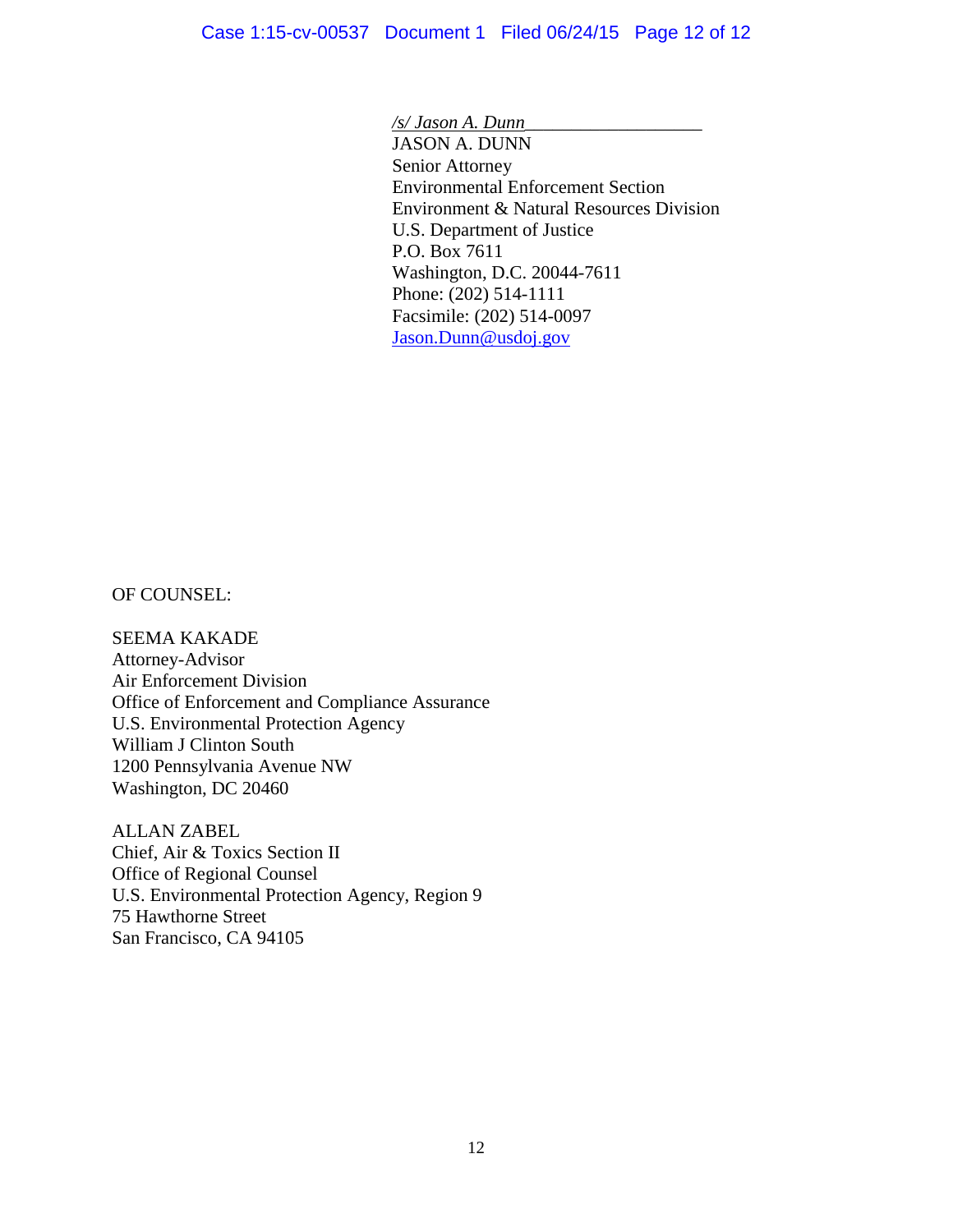*/s/ Jason A. Dunn*\_\_\_\_\_\_\_\_\_\_\_\_\_\_\_\_\_\_\_
JASON A. DUNN
Senior Attorney
Environmental Enforcement Section
Environment & Natural Resources Division
U.S. Department of Justice
P.O. Box 7611
Washington, D.C. 20044-7611
Phone: (202) 514-1111
Facsimile: (202) 514-0097
Jason.Dunn@usdoj.gov

OF COUNSEL:

SEEMA KAKADE
Attorney-Advisor
Air Enforcement Division
Office of Enforcement and Compliance Assurance
U.S. Environmental Protection Agency
William J Clinton South
1200 Pennsylvania Avenue NW
Washington, DC 20460

ALLAN ZABEL
Chief, Air & Toxics Section II
Office of Regional Counsel
U.S. Environmental Protection Agency, Region 9
75 Hawthorne Street
San Francisco, CA 94105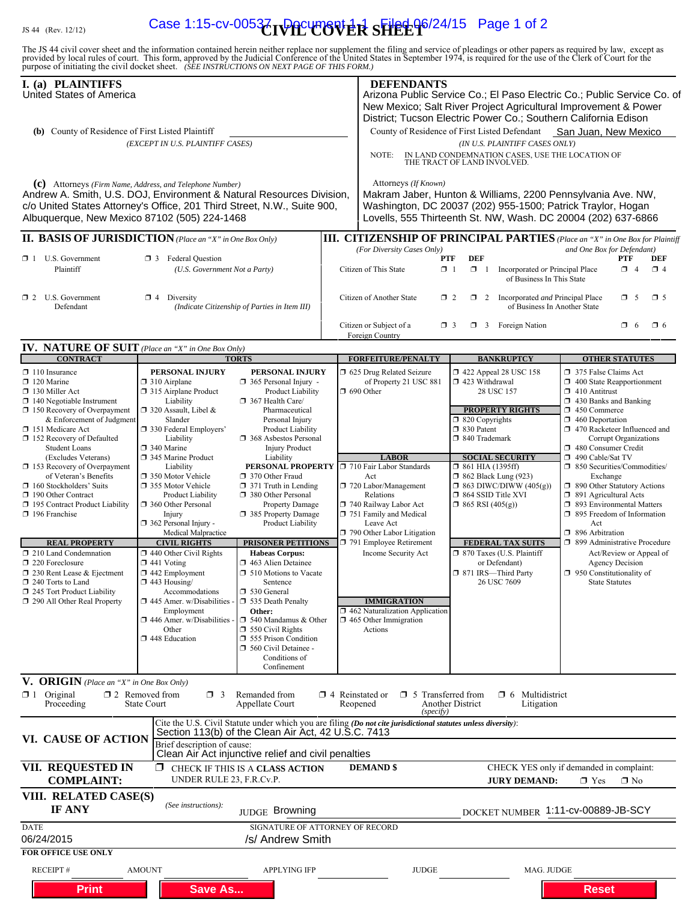JS 44 (Rev. 12/12)

# CIVIL COVER SHEET

The JS 44 civil cover sheet and the information contained herein neither replace nor supplement the filing and service of pleadings or other papers as required by law, except as provided by local rules of court. This form, approved by the Judicial Conference of the United States in September 1974, is required for the use of the Clerk of Court for the purpose of initiating the civil docket sheet. *(SEE INSTRUCTIONS ON NEXT PAGE OF THIS FORM.)*

**I. (a) PLAINTIFFS**
United States of America

**(b)** County of Residence of First Listed Plaintiff
*(EXCEPT IN U.S. PLAINTIFF CASES)*

**(c)** Attorneys *(Firm Name, Address, and Telephone Number)*
Andrew A. Smith, U.S. DOJ, Environment & Natural Resources Division, c/o United States Attorney's Office, 201 Third Street, N.W., Suite 900, Albuquerque, New Mexico 87102 (505) 224-1468

**DEFENDANTS**
Arizona Public Service Co.; El Paso Electric Co.; Public Service Co. of New Mexico; Salt River Project Agricultural Improvement & Power District; Tucson Electric Power Co.; Southern California Edison

County of Residence of First Listed Defendant: San Juan, New Mexico
*(IN U.S. PLAINTIFF CASES ONLY)*

NOTE: IN LAND CONDEMNATION CASES, USE THE LOCATION OF THE TRACT OF LAND INVOLVED.

Attorneys *(If Known)*
Makram Jaber, Hunton & Williams, 2200 Pennsylvania Ave. NW, Washington, DC 20037 (202) 955-1500; Patrick Traylor, Hogan Lovells, 555 Thirteenth St. NW, Wash. DC 20004 (202) 637-6866

**II. BASIS OF JURISDICTION** *(Place an "X" in One Box Only)*

- ☐ 1 U.S. Government Plaintiff
- ☐ 3 Federal Question *(U.S. Government Not a Party)*
- ☐ 2 U.S. Government Defendant
- ☐ 4 Diversity *(Indicate Citizenship of Parties in Item III)*

**III. CITIZENSHIP OF PRINCIPAL PARTIES** *(Place an "X" in One Box for Plaintiff and One Box for Defendant)* *(For Diversity Cases Only)*

| | PTF | DEF | | PTF | DEF |
|---|---|---|---|---|---|
| Citizen of This State | ☐ 1 | ☐ 1 | Incorporated *or* Principal Place of Business In This State | ☐ 4 | ☐ 4 |
| Citizen of Another State | ☐ 2 | ☐ 2 | Incorporated *and* Principal Place of Business In Another State | ☐ 5 | ☐ 5 |
| Citizen or Subject of a Foreign Country | ☐ 3 | ☐ 3 | Foreign Nation | ☐ 6 | ☐ 6 |

**IV. NATURE OF SUIT** *(Place an "X" in One Box Only)*

**CONTRACT**
- ☐ 110 Insurance
- ☐ 120 Marine
- ☐ 130 Miller Act
- ☐ 140 Negotiable Instrument
- ☐ 150 Recovery of Overpayment & Enforcement of Judgment
- ☐ 151 Medicare Act
- ☐ 152 Recovery of Defaulted Student Loans (Excludes Veterans)
- ☐ 153 Recovery of Overpayment of Veteran's Benefits
- ☐ 160 Stockholders' Suits
- ☐ 190 Other Contract
- ☐ 195 Contract Product Liability
- ☐ 196 Franchise

**REAL PROPERTY**
- ☐ 210 Land Condemnation
- ☐ 220 Foreclosure
- ☐ 230 Rent Lease & Ejectment
- ☐ 240 Torts to Land
- ☐ 245 Tort Product Liability
- ☐ 290 All Other Real Property

**TORTS**

PERSONAL INJURY
- ☐ 310 Airplane
- ☐ 315 Airplane Product Liability
- ☐ 320 Assault, Libel & Slander
- ☐ 330 Federal Employers' Liability
- ☐ 340 Marine
- ☐ 345 Marine Product Liability
- ☐ 350 Motor Vehicle
- ☐ 355 Motor Vehicle Product Liability
- ☐ 360 Other Personal Injury
- ☐ 362 Personal Injury - Medical Malpractice

PERSONAL INJURY
- ☐ 365 Personal Injury - Product Liability
- ☐ 367 Health Care/ Pharmaceutical Personal Injury Product Liability
- ☐ 368 Asbestos Personal Injury Product Liability

PERSONAL PROPERTY
- ☐ 370 Other Fraud
- ☐ 371 Truth in Lending
- ☐ 380 Other Personal Property Damage
- ☐ 385 Property Damage Product Liability

**CIVIL RIGHTS**
- ☐ 440 Other Civil Rights
- ☐ 441 Voting
- ☐ 442 Employment
- ☐ 443 Housing/ Accommodations
- ☐ 445 Amer. w/Disabilities - Employment
- ☐ 446 Amer. w/Disabilities - Other
- ☐ 448 Education

**PRISONER PETITIONS**

Habeas Corpus:
- ☐ 463 Alien Detainee
- ☐ 510 Motions to Vacate Sentence
- ☐ 530 General
- ☐ 535 Death Penalty

Other:
- ☐ 540 Mandamus & Other
- ☐ 550 Civil Rights
- ☐ 555 Prison Condition
- ☐ 560 Civil Detainee - Conditions of Confinement

**FORFEITURE/PENALTY**
- ☐ 625 Drug Related Seizure of Property 21 USC 881
- ☐ 690 Other

**LABOR**
- ☐ 710 Fair Labor Standards Act
- ☐ 720 Labor/Management Relations
- ☐ 740 Railway Labor Act
- ☐ 751 Family and Medical Leave Act
- ☐ 790 Other Labor Litigation
- ☐ 791 Employee Retirement Income Security Act

**IMMIGRATION**
- ☐ 462 Naturalization Application
- ☐ 465 Other Immigration Actions

**BANKRUPTCY**
- ☐ 422 Appeal 28 USC 158
- ☐ 423 Withdrawal 28 USC 157

**PROPERTY RIGHTS**
- ☐ 820 Copyrights
- ☐ 830 Patent
- ☐ 840 Trademark

**SOCIAL SECURITY**
- ☐ 861 HIA (1395ff)
- ☐ 862 Black Lung (923)
- ☐ 863 DIWC/DIWW (405(g))
- ☐ 864 SSID Title XVI
- ☐ 865 RSI (405(g))

**FEDERAL TAX SUITS**
- ☐ 870 Taxes (U.S. Plaintiff or Defendant)
- ☐ 871 IRS—Third Party 26 USC 7609

**OTHER STATUTES**
- ☐ 375 False Claims Act
- ☐ 400 State Reapportionment
- ☐ 410 Antitrust
- ☐ 430 Banks and Banking
- ☐ 450 Commerce
- ☐ 460 Deportation
- ☐ 470 Racketeer Influenced and Corrupt Organizations
- ☐ 480 Consumer Credit
- ☐ 490 Cable/Sat TV
- ☐ 850 Securities/Commodities/ Exchange
- ☐ 890 Other Statutory Actions
- ☐ 891 Agricultural Acts
- ☐ 893 Environmental Matters
- ☐ 895 Freedom of Information Act
- ☐ 896 Arbitration
- ☐ 899 Administrative Procedure Act/Review or Appeal of Agency Decision
- ☐ 950 Constitutionality of State Statutes

**V. ORIGIN** *(Place an "X" in One Box Only)*

- ☐ 1 Original Proceeding
- ☐ 2 Removed from State Court
- ☐ 3 Remanded from Appellate Court
- ☐ 4 Reinstated or Reopened
- ☐ 5 Transferred from Another District *(specify)*
- ☐ 6 Multidistrict Litigation

**VI. CAUSE OF ACTION**

Cite the U.S. Civil Statute under which you are filing *(Do not cite jurisdictional statutes unless diversity)*:
Section 113(b) of the Clean Air Act, 42 U.S.C. 7413

Brief description of cause:
Clean Air Act injunctive relief and civil penalties

**VII. REQUESTED IN COMPLAINT:**

☐ CHECK IF THIS IS A **CLASS ACTION** UNDER RULE 23, F.R.Cv.P.

**DEMAND $**

CHECK YES only if demanded in complaint:
**JURY DEMAND:** ☐ Yes ☐ No

**VIII. RELATED CASE(S) IF ANY** *(See instructions)*:

JUDGE Browning

DOCKET NUMBER 1:11-cv-00889-JB-SCY

DATE: 06/24/2015

SIGNATURE OF ATTORNEY OF RECORD: /s/ Andrew Smith

**FOR OFFICE USE ONLY**

RECEIPT # AMOUNT APPLYING IFP JUDGE MAG. JUDGE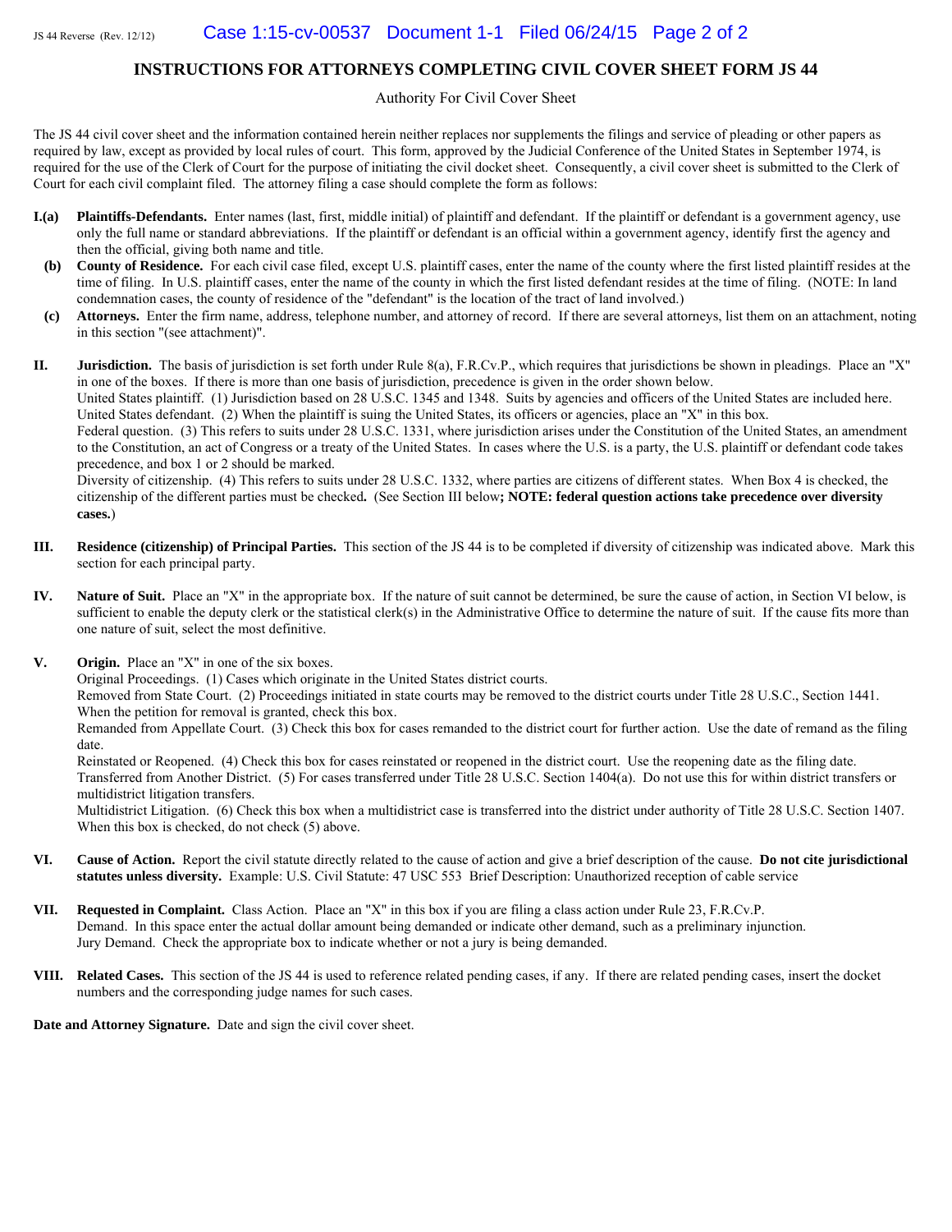# INSTRUCTIONS FOR ATTORNEYS COMPLETING CIVIL COVER SHEET FORM JS 44

Authority For Civil Cover Sheet

The JS 44 civil cover sheet and the information contained herein neither replaces nor supplements the filings and service of pleading or other papers as required by law, except as provided by local rules of court. This form, approved by the Judicial Conference of the United States in September 1974, is required for the use of the Clerk of Court for the purpose of initiating the civil docket sheet. Consequently, a civil cover sheet is submitted to the Clerk of Court for each civil complaint filed. The attorney filing a case should complete the form as follows:

**I.(a)** **Plaintiffs-Defendants.** Enter names (last, first, middle initial) of plaintiff and defendant. If the plaintiff or defendant is a government agency, use only the full name or standard abbreviations. If the plaintiff or defendant is an official within a government agency, identify first the agency and then the official, giving both name and title.

**(b)** **County of Residence.** For each civil case filed, except U.S. plaintiff cases, enter the name of the county where the first listed plaintiff resides at the time of filing. In U.S. plaintiff cases, enter the name of the county in which the first listed defendant resides at the time of filing. (NOTE: In land condemnation cases, the county of residence of the "defendant" is the location of the tract of land involved.)

**(c)** **Attorneys.** Enter the firm name, address, telephone number, and attorney of record. If there are several attorneys, list them on an attachment, noting in this section "(see attachment)".

**II.** **Jurisdiction.** The basis of jurisdiction is set forth under Rule 8(a), F.R.Cv.P., which requires that jurisdictions be shown in pleadings. Place an "X" in one of the boxes. If there is more than one basis of jurisdiction, precedence is given in the order shown below.
United States plaintiff. (1) Jurisdiction based on 28 U.S.C. 1345 and 1348. Suits by agencies and officers of the United States are included here.
United States defendant. (2) When the plaintiff is suing the United States, its officers or agencies, place an "X" in this box.
Federal question. (3) This refers to suits under 28 U.S.C. 1331, where jurisdiction arises under the Constitution of the United States, an amendment to the Constitution, an act of Congress or a treaty of the United States. In cases where the U.S. is a party, the U.S. plaintiff or defendant code takes precedence, and box 1 or 2 should be marked.
Diversity of citizenship. (4) This refers to suits under 28 U.S.C. 1332, where parties are citizens of different states. When Box 4 is checked, the citizenship of the different parties must be checked**.** (See Section III below**; NOTE: federal question actions take precedence over diversity cases.**)

**III.** **Residence (citizenship) of Principal Parties.** This section of the JS 44 is to be completed if diversity of citizenship was indicated above. Mark this section for each principal party.

**IV.** **Nature of Suit.** Place an "X" in the appropriate box. If the nature of suit cannot be determined, be sure the cause of action, in Section VI below, is sufficient to enable the deputy clerk or the statistical clerk(s) in the Administrative Office to determine the nature of suit. If the cause fits more than one nature of suit, select the most definitive.

**V.** **Origin.** Place an "X" in one of the six boxes.
Original Proceedings. (1) Cases which originate in the United States district courts.
Removed from State Court. (2) Proceedings initiated in state courts may be removed to the district courts under Title 28 U.S.C., Section 1441. When the petition for removal is granted, check this box.
Remanded from Appellate Court. (3) Check this box for cases remanded to the district court for further action. Use the date of remand as the filing date.
Reinstated or Reopened. (4) Check this box for cases reinstated or reopened in the district court. Use the reopening date as the filing date.
Transferred from Another District. (5) For cases transferred under Title 28 U.S.C. Section 1404(a). Do not use this for within district transfers or multidistrict litigation transfers.
Multidistrict Litigation. (6) Check this box when a multidistrict case is transferred into the district under authority of Title 28 U.S.C. Section 1407. When this box is checked, do not check (5) above.

**VI.** **Cause of Action.** Report the civil statute directly related to the cause of action and give a brief description of the cause. **Do not cite jurisdictional statutes unless diversity.** Example: U.S. Civil Statute: 47 USC 553 Brief Description: Unauthorized reception of cable service

**VII.** **Requested in Complaint.** Class Action. Place an "X" in this box if you are filing a class action under Rule 23, F.R.Cv.P.
Demand. In this space enter the actual dollar amount being demanded or indicate other demand, such as a preliminary injunction.
Jury Demand. Check the appropriate box to indicate whether or not a jury is being demanded.

**VIII.** **Related Cases.** This section of the JS 44 is used to reference related pending cases, if any. If there are related pending cases, insert the docket numbers and the corresponding judge names for such cases.

**Date and Attorney Signature.** Date and sign the civil cover sheet.